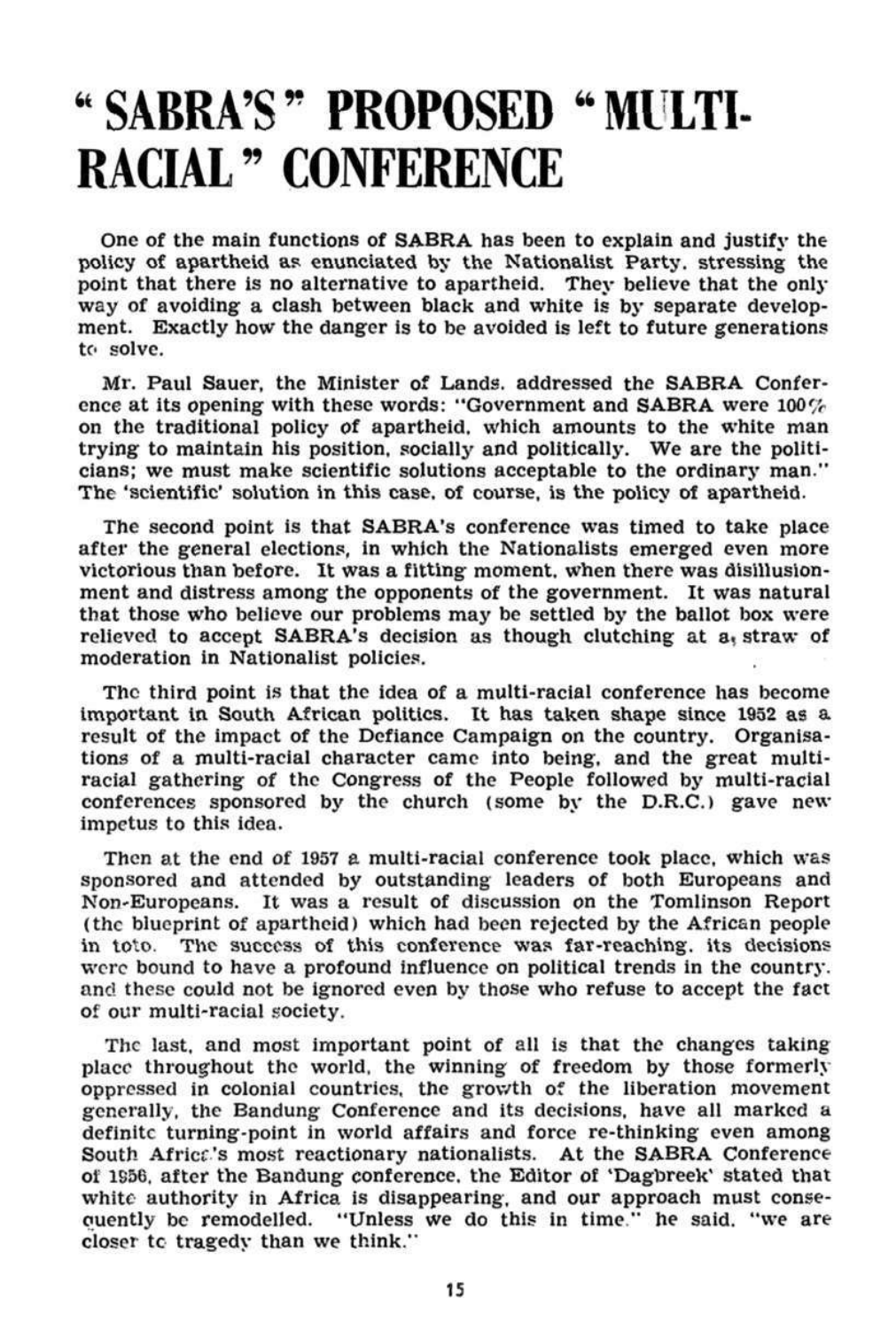# "SABRA'S" PROPOSED "MULTI-RACIAL" CONFERENCE

One of the main functions of SABRA has been to explain and justify the policy of apartheid as enunciated by the Nationalist Party, stressing the point that there is no alternative to apartheid. They believe that the only way of avoiding a clash between black and white is by separate development. Exactly how the danger is to be avoided is left to future generations to solve.

Mr. Paul Sauer, the Minister of Lands, addressed the SABRA Conference at its opening with these words: "Government and SABRA were 100% on the traditional policy of apartheid, which amounts to the white man trying to maintain his position, socially and politically. We are the politicians; we must make scientific solutions acceptable to the ordinary man." The 'scientific' solution in this case, of course, is the policy of apartheid.

The second point is that SABRA's conference was timed to take place after the general elections, in which the Nationalists emerged even more victorious than before. It was a fitting moment, when there was disillusionment and distress among the opponents of the government. It was natural that those who believe our problems may be settled by the ballot box were relieved to accept SABRA's decision as though clutching at a straw of moderation in Nationalist policies.

The third point is that the idea of a multi-racial conference has become important in South African politics. It has taken shape since 1952 as a result of the impact of the Defiance Campaign on the country. Organisations of a multi-racial character came into being, and the great multi-racial gathering of the Congress of the People followed by multi-racial conferences sponsored by the church (some by the D.R.C.) gave new impetus to this idea.

Then at the end of 1957 a multi-racial conference took place, which was sponsored and attended by outstanding leaders of both Europeans and Non-Europeans. It was a result of discussion on the Tomlinson Report (the blueprint of apartheid) which had been rejected by the African people in toto. The success of this conference was far-reaching, its decisions were bound to have a profound influence on political trends in the country, and these could not be ignored even by those who refuse to accept the fact of our multi-racial society.

The last, and most important point of all is that the changes taking place throughout the world, the winning of freedom by those formerly oppressed in colonial countries, the growth of the liberation movement generally, the Bandung Conference and its decisions, have all marked a definite turning-point in world affairs and force re-thinking even among South Africa's most reactionary nationalists. At the SABRA Conference of 1956, after the Bandung conference, the Editor of 'Dagbreek' stated that white authority in Africa is disappearing, and our approach must consequently be remodelled. "Unless we do this in time," he said, "we are closer to tragedy than we think."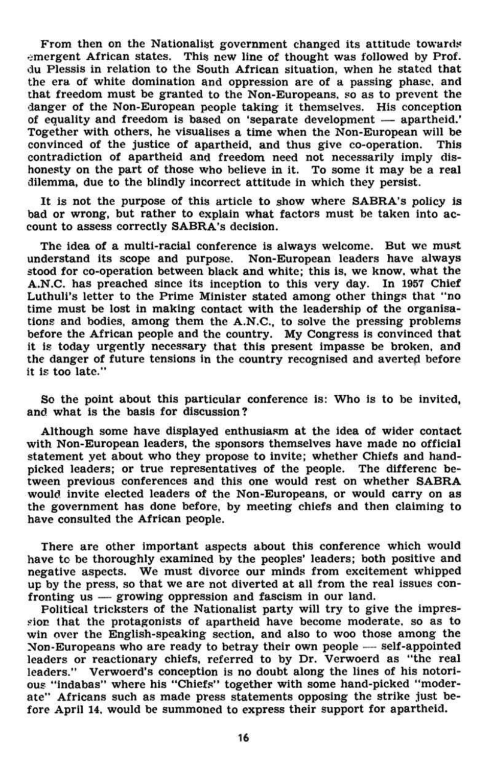From then on the Nationalist government changed its attitude towards emergent African states. This new line of thought was followed by Prof. du Plessis in relation to the South African situation, when he stated that the era of white domination and oppression are of a passing phase, and that freedom must be granted to the Non-Europeans, so as to prevent the danger of the Non-European people taking it themselves. His conception of equality and freedom is based on 'separate development — apartheid.' Together with others, he visualises a time when the Non-European will be convinced of the justice of apartheid, and thus give co-operation. This contradiction of apartheid and freedom need not necessarily imply dishonesty on the part of those who believe in it. To some it may be a real dilemma, due to the blindly incorrect attitude in which they persist.

It is not the purpose of this article to show where SABRA's policy is bad or wrong, but rather to explain what factors must be taken into account to assess correctly SABRA's decision.

The idea of a multi-racial conference is always welcome. But we must understand its scope and purpose. Non-European leaders have always stood for co-operation between black and white; this is, we know, what the A.N.C. has preached since its inception to this very day. In 1957 Chief Luthuli's letter to the Prime Minister stated among other things that "no time must be lost in making contact with the leadership of the organisations and bodies, among them the A.N.C., to solve the pressing problems before the African people and the country. My Congress is convinced that it is today urgently necessary that this present impasse be broken, and the danger of future tensions in the country recognised and averted before it is too late."

So the point about this particular conference is: Who is to be invited, and what is the basis for discussion?

Although some have displayed enthusiasm at the idea of wider contact with Non-European leaders, the sponsors themselves have made no official statement yet about who they propose to invite; whether Chiefs and hand-picked leaders; or true representatives of the people. The differenc between previous conferences and this one would rest on whether SABRA would invite elected leaders of the Non-Europeans, or would carry on as the government has done before, by meeting chiefs and then claiming to have consulted the African people.

There are other important aspects about this conference which would have to be thoroughly examined by the peoples' leaders; both positive and negative aspects. We must divorce our minds from excitement whipped up by the press, so that we are not diverted at all from the real issues confronting us — growing oppression and fascism in our land.

Political tricksters of the Nationalist party will try to give the impression that the protagonists of apartheid have become moderate, so as to win over the English-speaking section, and also to woo those among the Non-Europeans who are ready to betray their own people — self-appointed leaders or reactionary chiefs, referred to by Dr. Verwoerd as "the real leaders." Verwoerd's conception is no doubt along the lines of his notorious "indabas" where his "Chiefs" together with some hand-picked "moderate" Africans such as made press statements opposing the strike just before April 14, would be summoned to express their support for apartheid.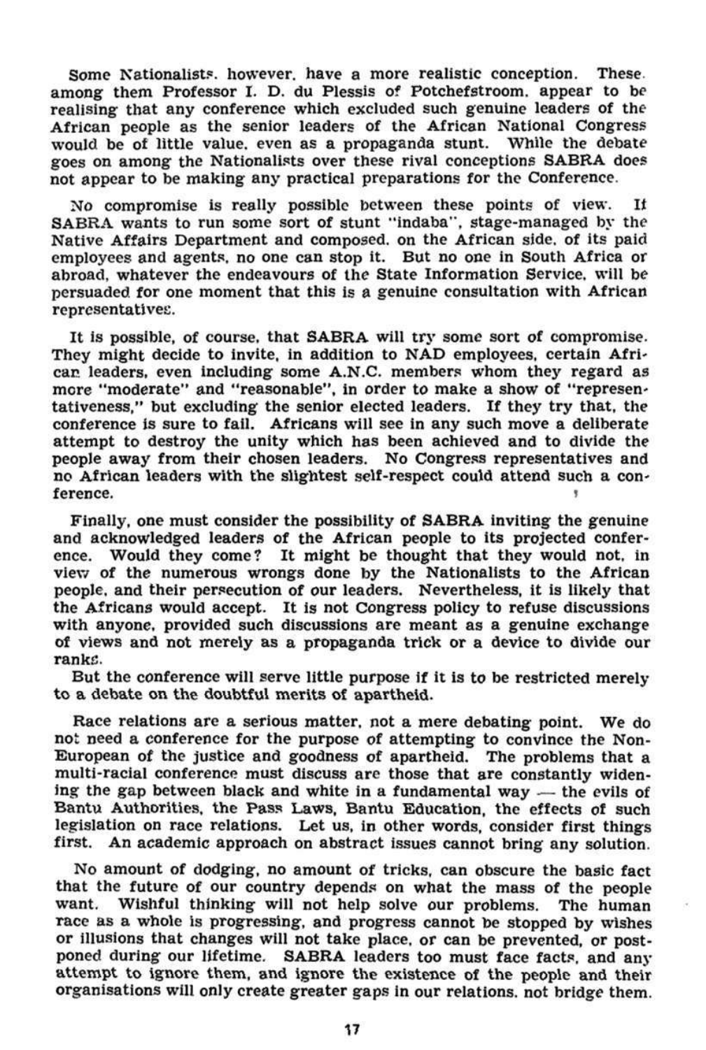Some Nationalists, however, have a more realistic conception. These, among them Professor I. D. du Plessis of Potchefstroom, appear to be realising that any conference which excluded such genuine leaders of the African people as the senior leaders of the African National Congress would be of little value, even as a propaganda stunt. While the debate goes on among the Nationalists over these rival conceptions SABRA does not appear to be making any practical preparations for the Conference.

No compromise is really possible between these points of view. If SABRA wants to run some sort of stunt "indaba", stage-managed by the Native Affairs Department and composed, on the African side, of its paid employees and agents, no one can stop it. But no one in South Africa or abroad, whatever the endeavours of the State Information Service, will be persuaded for one moment that this is a genuine consultation with African representatives.

It is possible, of course, that SABRA will try some sort of compromise. They might decide to invite, in addition to NAD employees, certain African leaders, even including some A.N.C. members whom they regard as more "moderate" and "reasonable", in order to make a show of "representativeness," but excluding the senior elected leaders. If they try that, the conference is sure to fail. Africans will see in any such move a deliberate attempt to destroy the unity which has been achieved and to divide the people away from their chosen leaders. No Congress representatives and no African leaders with the slightest self-respect could attend such a conference.

Finally, one must consider the possibility of SABRA inviting the genuine and acknowledged leaders of the African people to its projected conference. Would they come? It might be thought that they would not, in view of the numerous wrongs done by the Nationalists to the African people, and their persecution of our leaders. Nevertheless, it is likely that the Africans would accept. It is not Congress policy to refuse discussions with anyone, provided such discussions are meant as a genuine exchange of views and not merely as a propaganda trick or a device to divide our ranks.

But the conference will serve little purpose if it is to be restricted merely to a debate on the doubtful merits of apartheid.

Race relations are a serious matter, not a mere debating point. We do not need a conference for the purpose of attempting to convince the Non-European of the justice and goodness of apartheid. The problems that a multi-racial conference must discuss are those that are constantly widening the gap between black and white in a fundamental way — the evils of Bantu Authorities, the Pass Laws, Bantu Education, the effects of such legislation on race relations. Let us, in other words, consider first things first. An academic approach on abstract issues cannot bring any solution.

No amount of dodging, no amount of tricks, can obscure the basic fact that the future of our country depends on what the mass of the people want. Wishful thinking will not help solve our problems. The human race as a whole is progressing, and progress cannot be stopped by wishes or illusions that changes will not take place, or can be prevented, or postponed during our lifetime. SABRA leaders too must face facts, and any attempt to ignore them, and ignore the existence of the people and their organisations will only create greater gaps in our relations, not bridge them.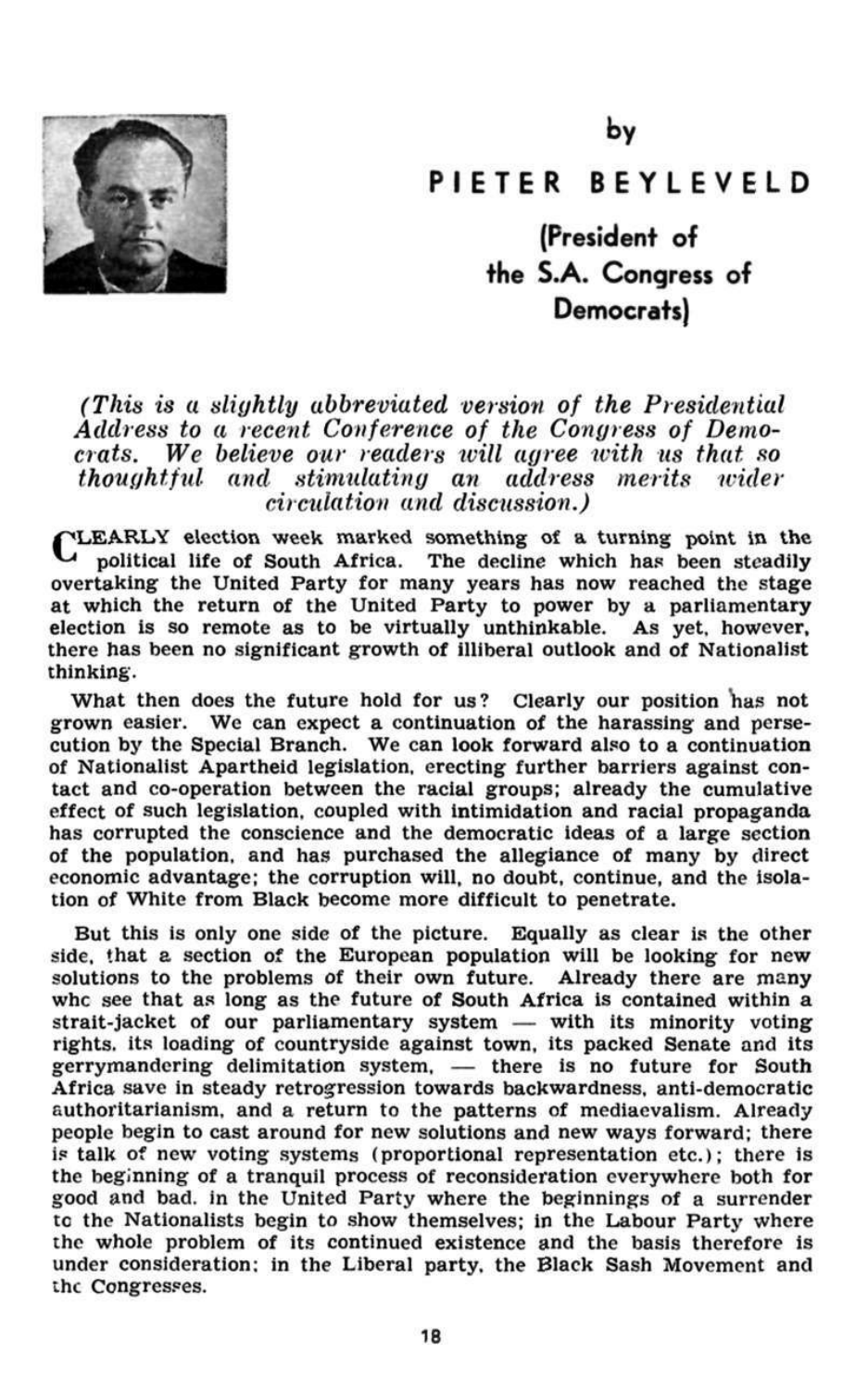by

## PIETER BEYLEVELD

**(President of the S.A. Congress of Democrats)**

*(This is a slightly abbreviated version of the Presidential Address to a recent Conference of the Congress of Democrats. We believe our readers will agree with us that so thoughtful and stimulating an address merits wider circulation and discussion.)*

CLEARLY election week marked something of a turning point in the political life of South Africa. The decline which has been steadily overtaking the United Party for many years has now reached the stage at which the return of the United Party to power by a parliamentary election is so remote as to be virtually unthinkable. As yet, however, there has been no significant growth of illiberal outlook and of Nationalist thinking.

What then does the future hold for us? Clearly our position has not grown easier. We can expect a continuation of the harassing and persecution by the Special Branch. We can look forward also to a continuation of Nationalist Apartheid legislation, erecting further barriers against contact and co-operation between the racial groups; already the cumulative effect of such legislation, coupled with intimidation and racial propaganda has corrupted the conscience and the democratic ideas of a large section of the population, and has purchased the allegiance of many by direct economic advantage; the corruption will, no doubt, continue, and the isolation of White from Black become more difficult to penetrate.

But this is only one side of the picture. Equally as clear is the other side, that a section of the European population will be looking for new solutions to the problems of their own future. Already there are many who see that as long as the future of South Africa is contained within a strait-jacket of our parliamentary system — with its minority voting rights, its loading of countryside against town, its packed Senate and its gerrymandering delimitation system, — there is no future for South Africa save in steady retrogression towards backwardness, anti-democratic authoritarianism, and a return to the patterns of mediaevalism. Already people begin to cast around for new solutions and new ways forward; there is talk of new voting systems (proportional representation etc.); there is the beginning of a tranquil process of reconsideration everywhere both for good and bad, in the United Party where the beginnings of a surrender to the Nationalists begin to show themselves; in the Labour Party where the whole problem of its continued existence and the basis therefore is under consideration; in the Liberal party, the Black Sash Movement and the Congresses.